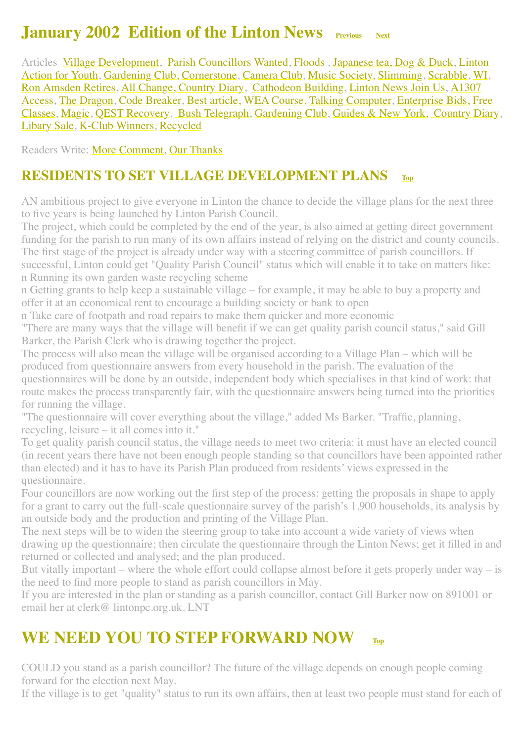# January 2002 Edition of the Linton News Previous Next

Articles Village Development, Parish Councillors Wanted, Floods , Japanese tea, Dog & Duck, Linton Action for Youth, Gardening Club, Cornerstone, Camera Club, Music Society, Slimming, Scrabble, WI, Ron Amsden Retires, All Change, Country Diary, Cathodeon Building, Linton News Join Us, A1307 Access, The Dragon, Code Breaker, Best article, WEA Course, Talking Computer, Enterprise Bids, Free Classes, Magic, QEST Recovery, Bush Telegraph, Gardening Club, Guides & New York, Country Diary, Libary Sale, K-Club Winners, Recycled

Readers Write: More Comment, Our Thanks

## RESIDENTS TO SET VILLAGE DEVELOPMENT PLANS Top

AN ambitious project to give everyone in Linton the chance to decide the village plans for the next three to five years is being launched by Linton Parish Council.

The project, which could be completed by the end of the year, is also aimed at getting direct government funding for the parish to run many of its own affairs instead of relying on the district and county councils.

The first stage of the project is already under way with a steering committee of parish councillors. If successful, Linton could get "Quality Parish Council" status which will enable it to take on matters like:

n Running its own garden waste recycling scheme

n Getting grants to help keep a sustainable village – for example, it may be able to buy a property and offer it at an economical rent to encourage a building society or bank to open

n Take care of footpath and road repairs to make them quicker and more economic

"There are many ways that the village will benefit if we can get quality parish council status," said Gill Barker, the Parish Clerk who is drawing together the project.

The process will also mean the village will be organised according to a Village Plan – which will be produced from questionnaire answers from every household in the parish. The evaluation of the questionnaires will be done by an outside, independent body which specialises in that kind of work: that route makes the process transparently fair, with the questionnaire answers being turned into the priorities for running the village.

"The questionnaire will cover everything about the village," added Ms Barker. "Traffic, planning, recycling, leisure – it all comes into it."

To get quality parish council status, the village needs to meet two criteria: it must have an elected council (in recent years there have not been enough people standing so that councillors have been appointed rather than elected) and it has to have its Parish Plan produced from residents' views expressed in the questionnaire.

Four councillors are now working out the first step of the process: getting the proposals in shape to apply for a grant to carry out the full-scale questionnaire survey of the parish's 1,900 households, its analysis by an outside body and the production and printing of the Village Plan.

The next steps will be to widen the steering group to take into account a wide variety of views when drawing up the questionnaire; then circulate the questionnaire through the Linton News; get it filled in and returned or collected and analysed; and the plan produced.

But vitally important – where the whole effort could collapse almost before it gets properly under way – is the need to find more people to stand as parish councillors in May.

If you are interested in the plan or standing as a parish councillor, contact Gill Barker now on 891001 or email her at clerk@ lintonpc.org.uk. LNT

## WE NEED YOU TO STEP FORWARD NOW Top

COULD you stand as a parish councillor? The future of the village depends on enough people coming forward for the election next May.

If the village is to get "quality" status to run its own affairs, then at least two people must stand for each of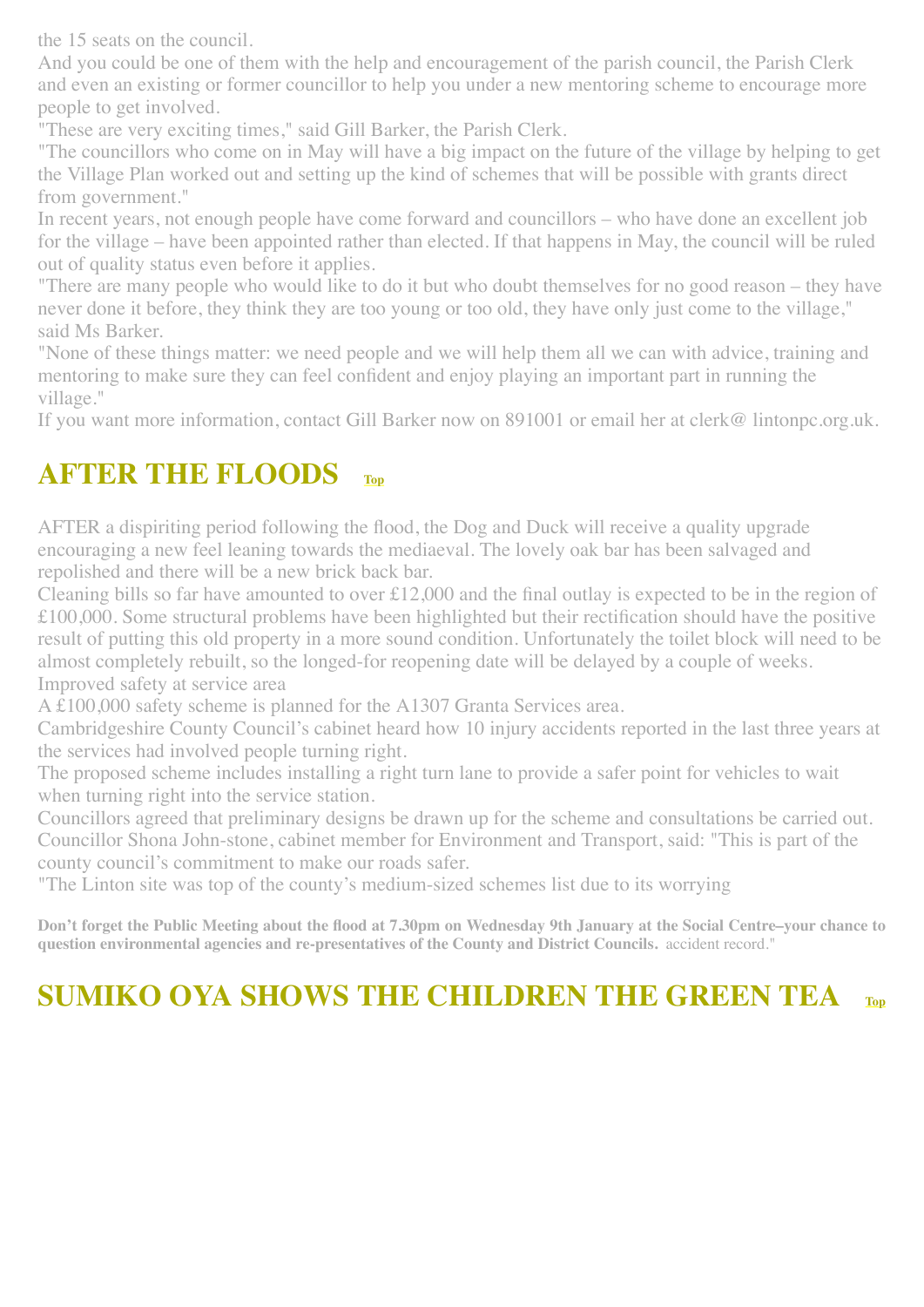the 15 seats on the council.

And you could be one of them with the help and encouragement of the parish council, the Parish Clerk and even an existing or former councillor to help you under a new mentoring scheme to encourage more people to get involved.

"These are very exciting times," said Gill Barker, the Parish Clerk.

"The councillors who come on in May will have a big impact on the future of the village by helping to get the Village Plan worked out and setting up the kind of schemes that will be possible with grants direct from government."

In recent years, not enough people have come forward and councillors – who have done an excellent job for the village – have been appointed rather than elected. If that happens in May, the council will be ruled out of quality status even before it applies.

"There are many people who would like to do it but who doubt themselves for no good reason – they have never done it before, they think they are too young or too old, they have only just come to the village," said Ms Barker.

"None of these things matter: we need people and we will help them all we can with advice, training and mentoring to make sure they can feel confident and enjoy playing an important part in running the village."

If you want more information, contact Gill Barker now on 891001 or email her at clerk@ lintonpc.org.uk.

## AFTER THE FLOODS Top

AFTER a dispiriting period following the flood, the Dog and Duck will receive a quality upgrade encouraging a new feel leaning towards the mediaeval. The lovely oak bar has been salvaged and repolished and there will be a new brick back bar.

Cleaning bills so far have amounted to over £12,000 and the final outlay is expected to be in the region of £100,000. Some structural problems have been highlighted but their rectification should have the positive result of putting this old property in a more sound condition. Unfortunately the toilet block will need to be almost completely rebuilt, so the longed-for reopening date will be delayed by a couple of weeks.

Improved safety at service area

A £100,000 safety scheme is planned for the A1307 Granta Services area.

Cambridgeshire County Council's cabinet heard how 10 injury accidents reported in the last three years at the services had involved people turning right.

The proposed scheme includes installing a right turn lane to provide a safer point for vehicles to wait when turning right into the service station.

Councillors agreed that preliminary designs be drawn up for the scheme and consultations be carried out. Councillor Shona John-stone, cabinet member for Environment and Transport, said: "This is part of the county council's commitment to make our roads safer.

"The Linton site was top of the county's medium-sized schemes list due to its worrying

**Don't forget the Public Meeting about the flood at 7.30pm on Wednesday 9th January at the Social Centre–your chance to question environmental agencies and re-presentatives of the County and District Councils.** accident record."

## SUMIKO OYA SHOWS THE CHILDREN THE GREEN TEA Top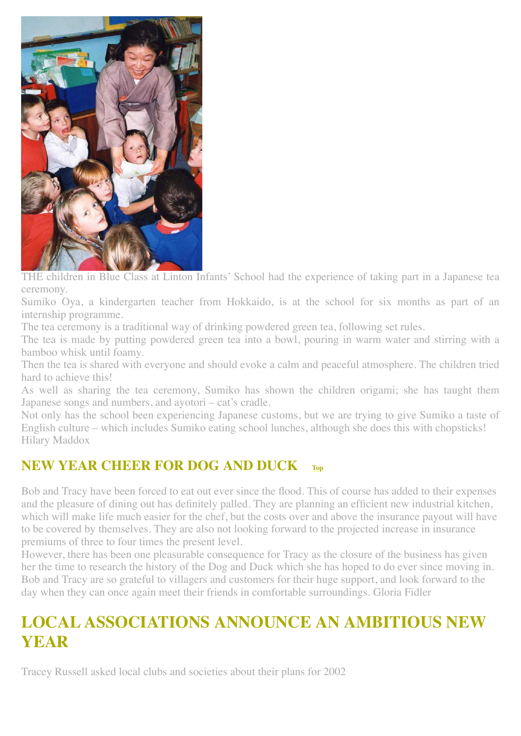THE children in Blue Class at Linton Infants' School had the experience of taking part in a Japanese tea ceremony.

Sumiko Oya, a kindergarten teacher from Hokkaido, is at the school for six months as part of an internship programme.

The tea ceremony is a traditional way of drinking powdered green tea, following set rules.

The tea is made by putting powdered green tea into a bowl, pouring in warm water and stirring with a bamboo whisk until foamy.

Then the tea is shared with everyone and should evoke a calm and peaceful atmosphere. The children tried hard to achieve this!

As well as sharing the tea ceremony, Sumiko has shown the children origami; she has taught them Japanese songs and numbers, and ayotori – cat's cradle.

Not only has the school been experiencing Japanese customs, but we are trying to give Sumiko a taste of English culture – which includes Sumiko eating school lunches, although she does this with chopsticks!

Hilary Maddox

## NEW YEAR CHEER FOR DOG AND DUCK Top

Bob and Tracy have been forced to eat out ever since the flood. This of course has added to their expenses and the pleasure of dining out has definitely palled. They are planning an efficient new industrial kitchen, which will make life much easier for the chef, but the costs over and above the insurance payout will have to be covered by themselves. They are also not looking forward to the projected increase in insurance premiums of three to four times the present level.

However, there has been one pleasurable consequence for Tracy as the closure of the business has given her the time to research the history of the Dog and Duck which she has hoped to do ever since moving in. Bob and Tracy are so grateful to villagers and customers for their huge support, and look forward to the day when they can once again meet their friends in comfortable surroundings. Gloria Fidler

# LOCAL ASSOCIATIONS ANNOUNCE AN AMBITIOUS NEW YEAR

Tracey Russell asked local clubs and societies about their plans for 2002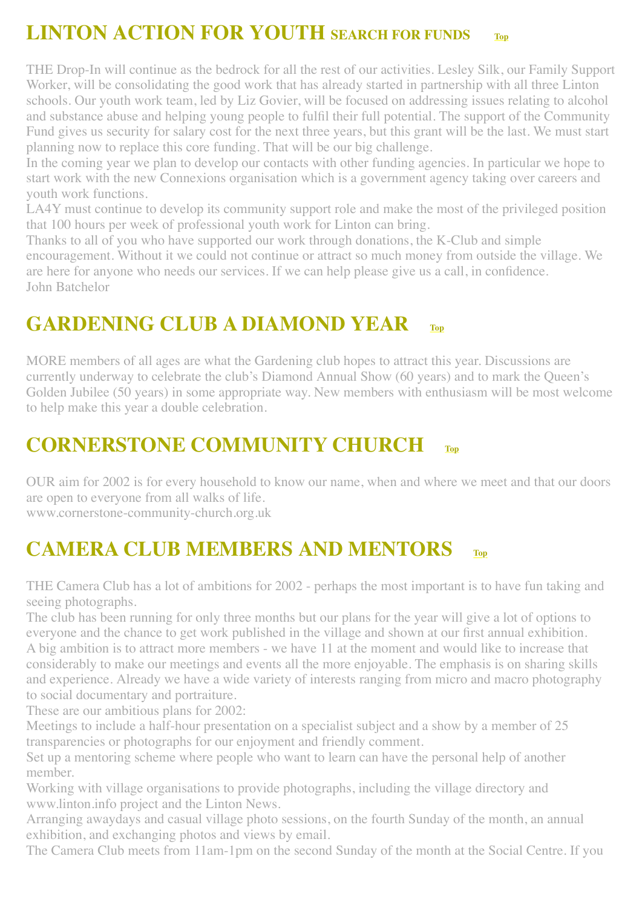## LINTON ACTION FOR YOUTH SEARCH FOR FUNDS Top

THE Drop-In will continue as the bedrock for all the rest of our activities. Lesley Silk, our Family Support Worker, will be consolidating the good work that has already started in partnership with all three Linton schools. Our youth work team, led by Liz Govier, will be focused on addressing issues relating to alcohol and substance abuse and helping young people to fulfil their full potential. The support of the Community Fund gives us security for salary cost for the next three years, but this grant will be the last. We must start planning now to replace this core funding. That will be our big challenge.

In the coming year we plan to develop our contacts with other funding agencies. In particular we hope to start work with the new Connexions organisation which is a government agency taking over careers and youth work functions.

LA4Y must continue to develop its community support role and make the most of the privileged position that 100 hours per week of professional youth work for Linton can bring.

Thanks to all of you who have supported our work through donations, the K-Club and simple encouragement. Without it we could not continue or attract so much money from outside the village. We are here for anyone who needs our services. If we can help please give us a call, in confidence.

John Batchelor

## GARDENING CLUB A DIAMOND YEAR Top

MORE members of all ages are what the Gardening club hopes to attract this year. Discussions are currently underway to celebrate the club's Diamond Annual Show (60 years) and to mark the Queen's Golden Jubilee (50 years) in some appropriate way. New members with enthusiasm will be most welcome to help make this year a double celebration.

## CORNERSTONE COMMUNITY CHURCH Top

OUR aim for 2002 is for every household to know our name, when and where we meet and that our doors are open to everyone from all walks of life.

www.cornerstone-community-church.org.uk

## CAMERA CLUB MEMBERS AND MENTORS Top

THE Camera Club has a lot of ambitions for 2002 - perhaps the most important is to have fun taking and seeing photographs.

The club has been running for only three months but our plans for the year will give a lot of options to everyone and the chance to get work published in the village and shown at our first annual exhibition.

A big ambition is to attract more members - we have 11 at the moment and would like to increase that considerably to make our meetings and events all the more enjoyable. The emphasis is on sharing skills and experience. Already we have a wide variety of interests ranging from micro and macro photography to social documentary and portraiture.

These are our ambitious plans for 2002:

Meetings to include a half-hour presentation on a specialist subject and a show by a member of 25 transparencies or photographs for our enjoyment and friendly comment.

Set up a mentoring scheme where people who want to learn can have the personal help of another member.

Working with village organisations to provide photographs, including the village directory and www.linton.info project and the Linton News.

Arranging awaydays and casual village photo sessions, on the fourth Sunday of the month, an annual exhibition, and exchanging photos and views by email.

The Camera Club meets from 11am-1pm on the second Sunday of the month at the Social Centre. If you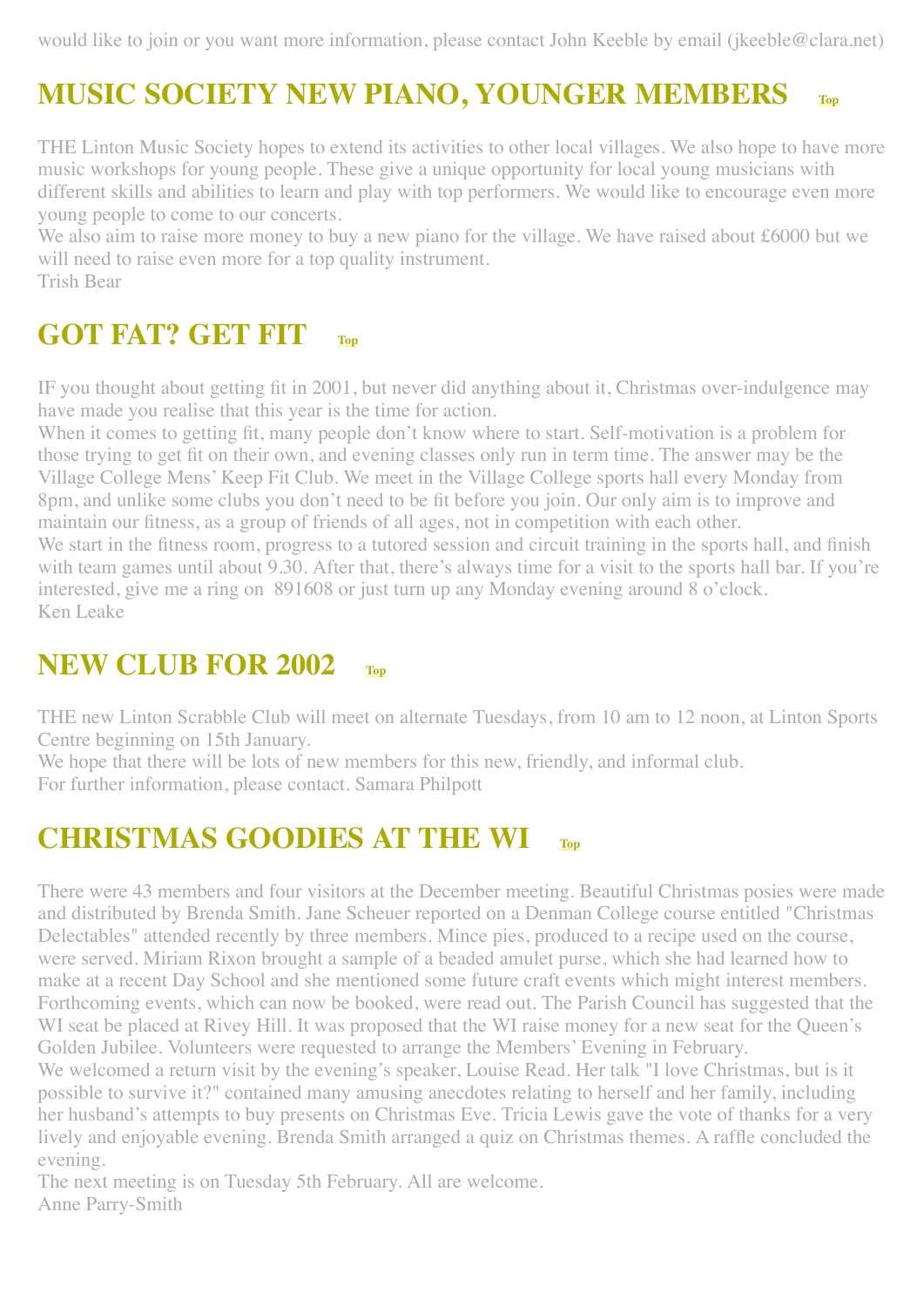would like to join or you want more information, please contact John Keeble by email (jkeeble@clara.net)

## MUSIC SOCIETY NEW PIANO, YOUNGER MEMBERS

THE Linton Music Society hopes to extend its activities to other local villages. We also hope to have more music workshops for young people. These give a unique opportunity for local young musicians with different skills and abilities to learn and play with top performers. We would like to encourage even more young people to come to our concerts.

We also aim to raise more money to buy a new piano for the village. We have raised about £6000 but we will need to raise even more for a top quality instrument.

Trish Bear

## GOT FAT? GET FIT

IF you thought about getting fit in 2001, but never did anything about it, Christmas over-indulgence may have made you realise that this year is the time for action.

When it comes to getting fit, many people don't know where to start. Self-motivation is a problem for those trying to get fit on their own, and evening classes only run in term time. The answer may be the Village College Mens' Keep Fit Club. We meet in the Village College sports hall every Monday from 8pm, and unlike some clubs you don't need to be fit before you join. Our only aim is to improve and maintain our fitness, as a group of friends of all ages, not in competition with each other.

We start in the fitness room, progress to a tutored session and circuit training in the sports hall, and finish with team games until about 9.30. After that, there's always time for a visit to the sports hall bar. If you're interested, give me a ring on 891608 or just turn up any Monday evening around 8 o'clock.

Ken Leake

## NEW CLUB FOR 2002

THE new Linton Scrabble Club will meet on alternate Tuesdays, from 10 am to 12 noon, at Linton Sports Centre beginning on 15th January.

We hope that there will be lots of new members for this new, friendly, and informal club.

For further information, please contact. Samara Philpott

## CHRISTMAS GOODIES AT THE WI

There were 43 members and four visitors at the December meeting. Beautiful Christmas posies were made and distributed by Brenda Smith. Jane Scheuer reported on a Denman College course entitled "Christmas Delectables" attended recently by three members. Mince pies, produced to a recipe used on the course, were served. Miriam Rixon brought a sample of a beaded amulet purse, which she had learned how to make at a recent Day School and she mentioned some future craft events which might interest members. Forthcoming events, which can now be booked, were read out. The Parish Council has suggested that the WI seat be placed at Rivey Hill. It was proposed that the WI raise money for a new seat for the Queen's Golden Jubilee. Volunteers were requested to arrange the Members' Evening in February.

We welcomed a return visit by the evening's speaker, Louise Read. Her talk "I love Christmas, but is it possible to survive it?" contained many amusing anecdotes relating to herself and her family, including her husband's attempts to buy presents on Christmas Eve. Tricia Lewis gave the vote of thanks for a very lively and enjoyable evening. Brenda Smith arranged a quiz on Christmas themes. A raffle concluded the evening.

The next meeting is on Tuesday 5th February. All are welcome.

Anne Parry-Smith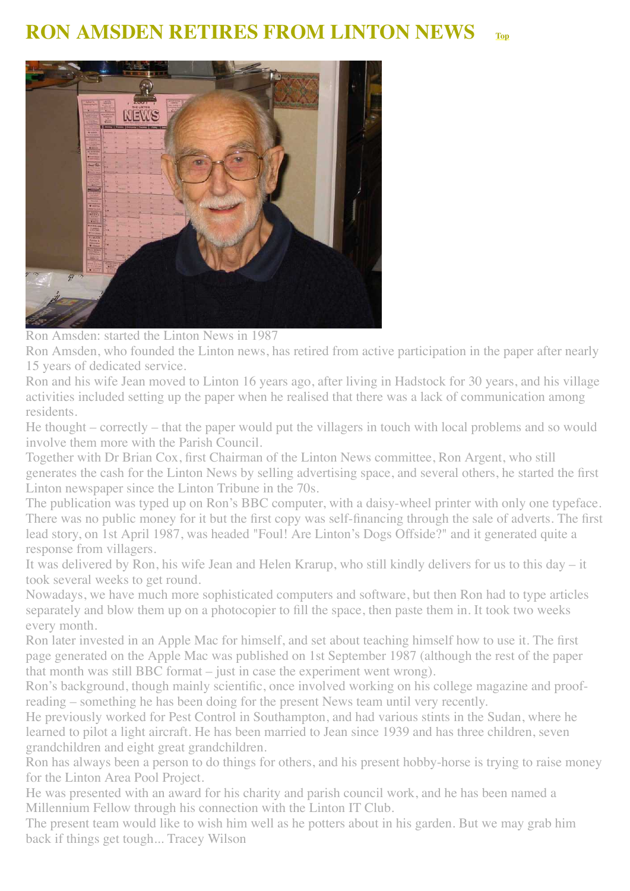# RON AMSDEN RETIRES FROM LINTON NEWS

Top

Ron Amsden: started the Linton News in 1987

Ron Amsden, who founded the Linton news, has retired from active participation in the paper after nearly 15 years of dedicated service.

Ron and his wife Jean moved to Linton 16 years ago, after living in Hadstock for 30 years, and his village activities included setting up the paper when he realised that there was a lack of communication among residents.

He thought – correctly – that the paper would put the villagers in touch with local problems and so would involve them more with the Parish Council.

Together with Dr Brian Cox, first Chairman of the Linton News committee, Ron Argent, who still generates the cash for the Linton News by selling advertising space, and several others, he started the first Linton newspaper since the Linton Tribune in the 70s.

The publication was typed up on Ron's BBC computer, with a daisy-wheel printer with only one typeface. There was no public money for it but the first copy was self-financing through the sale of adverts. The first lead story, on 1st April 1987, was headed "Foul! Are Linton's Dogs Offside?" and it generated quite a response from villagers.

It was delivered by Ron, his wife Jean and Helen Krarup, who still kindly delivers for us to this day – it took several weeks to get round.

Nowadays, we have much more sophisticated computers and software, but then Ron had to type articles separately and blow them up on a photocopier to fill the space, then paste them in. It took two weeks every month.

Ron later invested in an Apple Mac for himself, and set about teaching himself how to use it. The first page generated on the Apple Mac was published on 1st September 1987 (although the rest of the paper that month was still BBC format – just in case the experiment went wrong).

Ron's background, though mainly scientific, once involved working on his college magazine and proof-reading – something he has been doing for the present News team until very recently.

He previously worked for Pest Control in Southampton, and had various stints in the Sudan, where he learned to pilot a light aircraft. He has been married to Jean since 1939 and has three children, seven grandchildren and eight great grandchildren.

Ron has always been a person to do things for others, and his present hobby-horse is trying to raise money for the Linton Area Pool Project.

He was presented with an award for his charity and parish council work, and he has been named a Millennium Fellow through his connection with the Linton IT Club.

The present team would like to wish him well as he potters about in his garden. But we may grab him back if things get tough... Tracey Wilson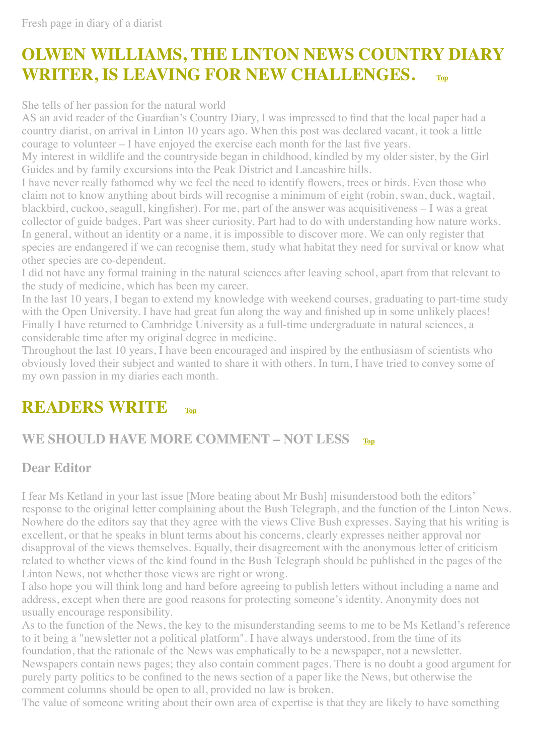Fresh page in diary of a diarist

# OLWEN WILLIAMS, THE LINTON NEWS COUNTRY DIARY WRITER, IS LEAVING FOR NEW CHALLENGES. Top

She tells of her passion for the natural world

AS an avid reader of the Guardian's Country Diary, I was impressed to find that the local paper had a country diarist, on arrival in Linton 10 years ago. When this post was declared vacant, it took a little courage to volunteer – I have enjoyed the exercise each month for the last five years.

My interest in wildlife and the countryside began in childhood, kindled by my older sister, by the Girl Guides and by family excursions into the Peak District and Lancashire hills.

I have never really fathomed why we feel the need to identify flowers, trees or birds. Even those who claim not to know anything about birds will recognise a minimum of eight (robin, swan, duck, wagtail, blackbird, cuckoo, seagull, kingfisher). For me, part of the answer was acquisitiveness – I was a great collector of guide badges. Part was sheer curiosity. Part had to do with understanding how nature works. In general, without an identity or a name, it is impossible to discover more. We can only register that species are endangered if we can recognise them, study what habitat they need for survival or know what other species are co-dependent.

I did not have any formal training in the natural sciences after leaving school, apart from that relevant to the study of medicine, which has been my career.

In the last 10 years, I began to extend my knowledge with weekend courses, graduating to part-time study with the Open University. I have had great fun along the way and finished up in some unlikely places! Finally I have returned to Cambridge University as a full-time undergraduate in natural sciences, a considerable time after my original degree in medicine.

Throughout the last 10 years, I have been encouraged and inspired by the enthusiasm of scientists who obviously loved their subject and wanted to share it with others. In turn, I have tried to convey some of my own passion in my diaries each month.

# READERS WRITE Top

## WE SHOULD HAVE MORE COMMENT – NOT LESS Top

## Dear Editor

I fear Ms Ketland in your last issue [More beating about Mr Bush] misunderstood both the editors' response to the original letter complaining about the Bush Telegraph, and the function of the Linton News. Nowhere do the editors say that they agree with the views Clive Bush expresses. Saying that his writing is excellent, or that he speaks in blunt terms about his concerns, clearly expresses neither approval nor disapproval of the views themselves. Equally, their disagreement with the anonymous letter of criticism related to whether views of the kind found in the Bush Telegraph should be published in the pages of the Linton News, not whether those views are right or wrong.

I also hope you will think long and hard before agreeing to publish letters without including a name and address, except when there are good reasons for protecting someone's identity. Anonymity does not usually encourage responsibility.

As to the function of the News, the key to the misunderstanding seems to me to be Ms Ketland's reference to it being a "newsletter not a political platform". I have always understood, from the time of its foundation, that the rationale of the News was emphatically to be a newspaper, not a newsletter. Newspapers contain news pages; they also contain comment pages. There is no doubt a good argument for purely party politics to be confined to the news section of a paper like the News, but otherwise the comment columns should be open to all, provided no law is broken.

The value of someone writing about their own area of expertise is that they are likely to have something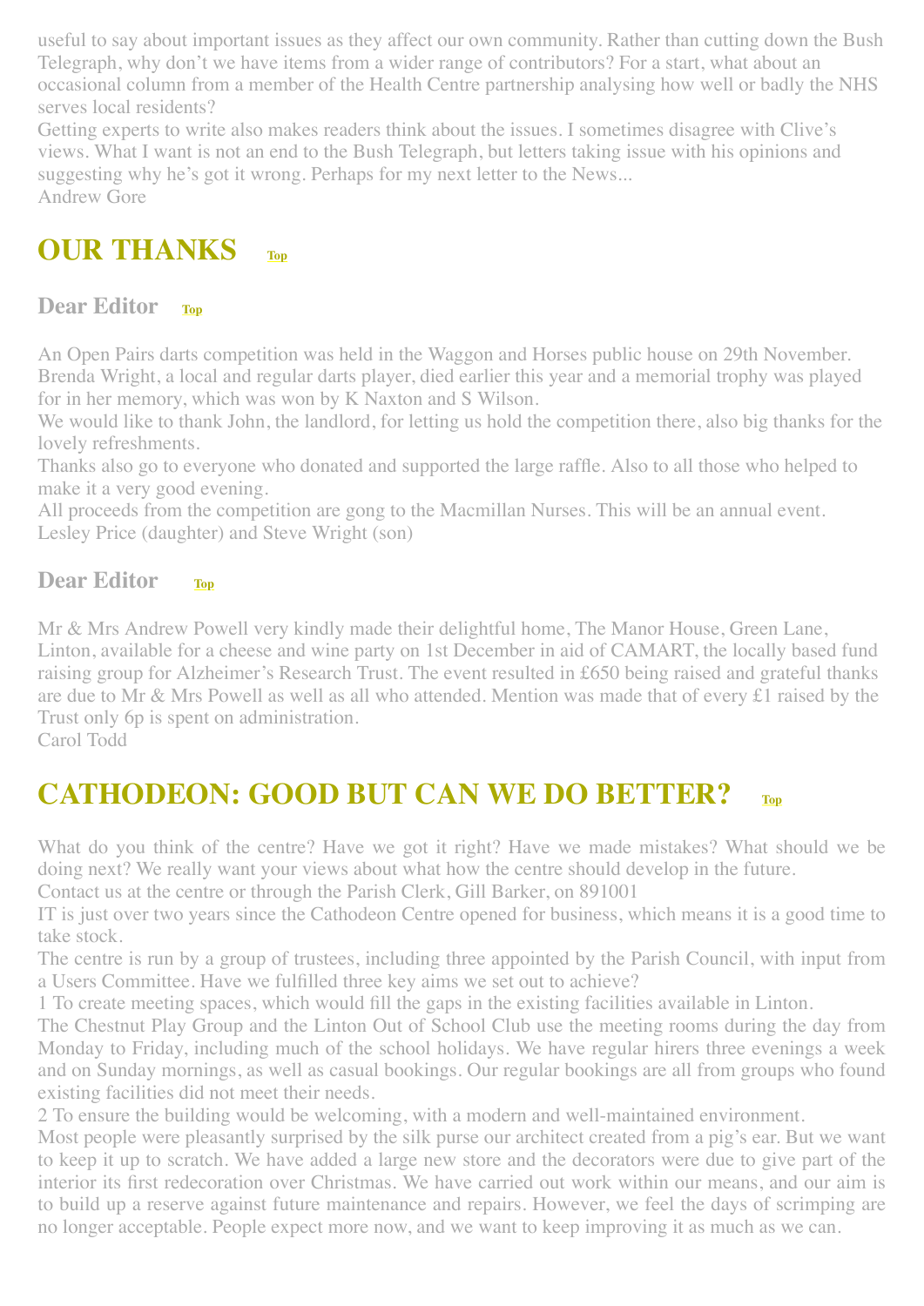useful to say about important issues as they affect our own community. Rather than cutting down the Bush Telegraph, why don't we have items from a wider range of contributors? For a start, what about an occasional column from a member of the Health Centre partnership analysing how well or badly the NHS serves local residents?

Getting experts to write also makes readers think about the issues. I sometimes disagree with Clive's views. What I want is not an end to the Bush Telegraph, but letters taking issue with his opinions and suggesting why he's got it wrong. Perhaps for my next letter to the News...

Andrew Gore

# OUR THANKS Top

### Dear Editor Top

An Open Pairs darts competition was held in the Waggon and Horses public house on 29th November. Brenda Wright, a local and regular darts player, died earlier this year and a memorial trophy was played for in her memory, which was won by K Naxton and S Wilson.

We would like to thank John, the landlord, for letting us hold the competition there, also big thanks for the lovely refreshments.

Thanks also go to everyone who donated and supported the large raffle. Also to all those who helped to make it a very good evening.

All proceeds from the competition are gong to the Macmillan Nurses. This will be an annual event.

Lesley Price (daughter) and Steve Wright (son)

### Dear Editor Top

Mr & Mrs Andrew Powell very kindly made their delightful home, The Manor House, Green Lane, Linton, available for a cheese and wine party on 1st December in aid of CAMART, the locally based fund raising group for Alzheimer's Research Trust. The event resulted in £650 being raised and grateful thanks are due to Mr & Mrs Powell as well as all who attended. Mention was made that of every £1 raised by the Trust only 6p is spent on administration.

Carol Todd

# CATHODEON: GOOD BUT CAN WE DO BETTER? Top

What do you think of the centre? Have we got it right? Have we made mistakes? What should we be doing next? We really want your views about what how the centre should develop in the future.

Contact us at the centre or through the Parish Clerk, Gill Barker, on 891001

IT is just over two years since the Cathodeon Centre opened for business, which means it is a good time to take stock.

The centre is run by a group of trustees, including three appointed by the Parish Council, with input from a Users Committee. Have we fulfilled three key aims we set out to achieve?

1 To create meeting spaces, which would fill the gaps in the existing facilities available in Linton.

The Chestnut Play Group and the Linton Out of School Club use the meeting rooms during the day from Monday to Friday, including much of the school holidays. We have regular hirers three evenings a week and on Sunday mornings, as well as casual bookings. Our regular bookings are all from groups who found existing facilities did not meet their needs.

2 To ensure the building would be welcoming, with a modern and well-maintained environment.

Most people were pleasantly surprised by the silk purse our architect created from a pig's ear. But we want to keep it up to scratch. We have added a large new store and the decorators were due to give part of the interior its first redecoration over Christmas. We have carried out work within our means, and our aim is to build up a reserve against future maintenance and repairs. However, we feel the days of scrimping are no longer acceptable. People expect more now, and we want to keep improving it as much as we can.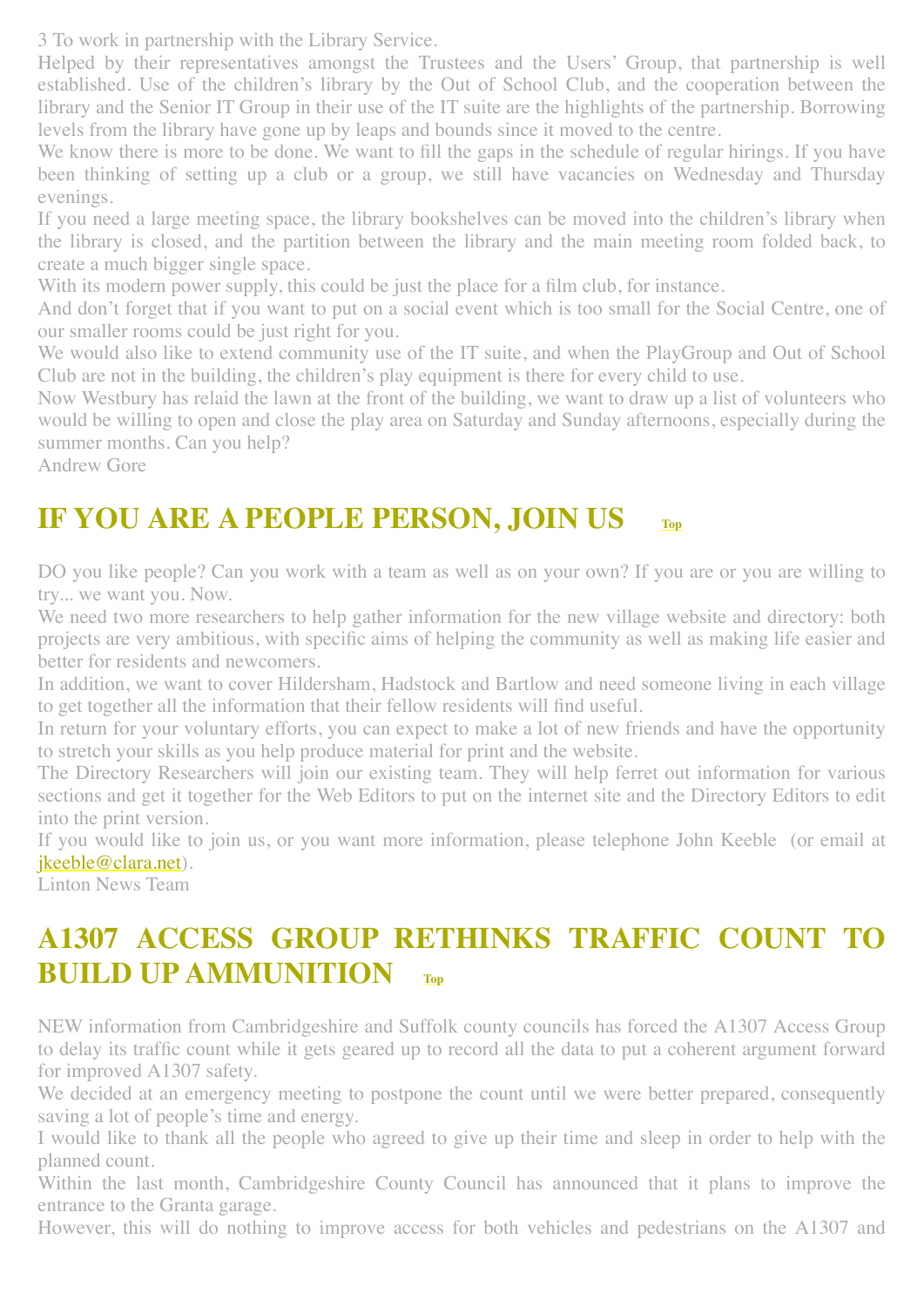3 To work in partnership with the Library Service.

Helped by their representatives amongst the Trustees and the Users' Group, that partnership is well established. Use of the children's library by the Out of School Club, and the cooperation between the library and the Senior IT Group in their use of the IT suite are the highlights of the partnership. Borrowing levels from the library have gone up by leaps and bounds since it moved to the centre.

We know there is more to be done. We want to fill the gaps in the schedule of regular hirings. If you have been thinking of setting up a club or a group, we still have vacancies on Wednesday and Thursday evenings.

If you need a large meeting space, the library bookshelves can be moved into the children's library when the library is closed, and the partition between the library and the main meeting room folded back, to create a much bigger single space.

With its modern power supply, this could be just the place for a film club, for instance.

And don't forget that if you want to put on a social event which is too small for the Social Centre, one of our smaller rooms could be just right for you.

We would also like to extend community use of the IT suite, and when the PlayGroup and Out of School Club are not in the building, the children's play equipment is there for every child to use.

Now Westbury has relaid the lawn at the front of the building, we want to draw up a list of volunteers who would be willing to open and close the play area on Saturday and Sunday afternoons, especially during the summer months. Can you help?

Andrew Gore

## IF YOU ARE A PEOPLE PERSON, JOIN US Top

DO you like people? Can you work with a team as well as on your own? If you are or you are willing to try... we want you. Now.

We need two more researchers to help gather information for the new village website and directory: both projects are very ambitious, with specific aims of helping the community as well as making life easier and better for residents and newcomers.

In addition, we want to cover Hildersham, Hadstock and Bartlow and need someone living in each village to get together all the information that their fellow residents will find useful.

In return for your voluntary efforts, you can expect to make a lot of new friends and have the opportunity to stretch your skills as you help produce material for print and the website.

The Directory Researchers will join our existing team. They will help ferret out information for various sections and get it together for the Web Editors to put on the internet site and the Directory Editors to edit into the print version.

If you would like to join us, or you want more information, please telephone John Keeble (or email at jkeeble@clara.net).

Linton News Team

## A1307 ACCESS GROUP RETHINKS TRAFFIC COUNT TO BUILD UP AMMUNITION Top

NEW information from Cambridgeshire and Suffolk county councils has forced the A1307 Access Group to delay its traffic count while it gets geared up to record all the data to put a coherent argument forward for improved A1307 safety.

We decided at an emergency meeting to postpone the count until we were better prepared, consequently saving a lot of people's time and energy.

I would like to thank all the people who agreed to give up their time and sleep in order to help with the planned count.

Within the last month, Cambridgeshire County Council has announced that it plans to improve the entrance to the Granta garage.

However, this will do nothing to improve access for both vehicles and pedestrians on the A1307 and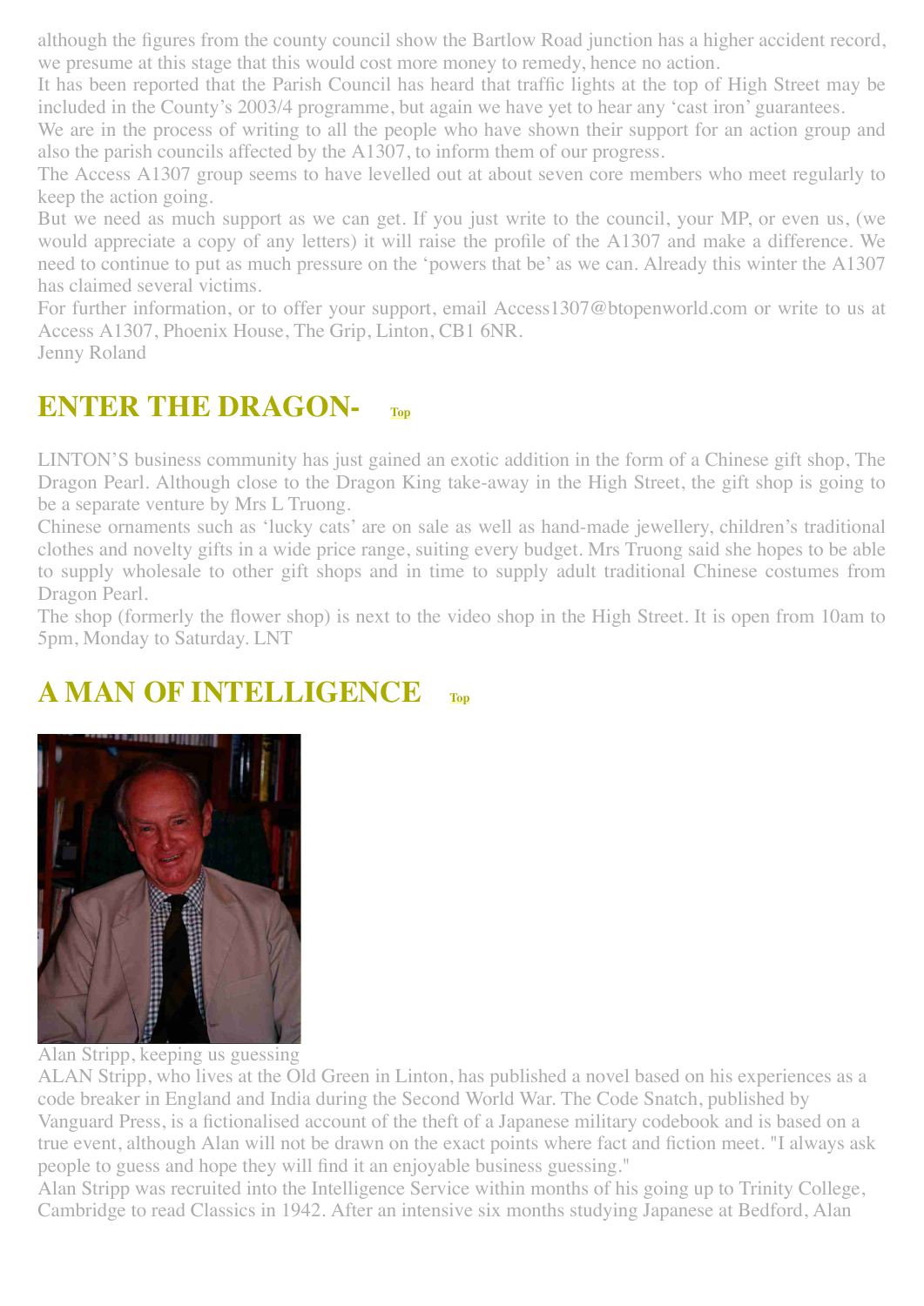although the figures from the county council show the Bartlow Road junction has a higher accident record, we presume at this stage that this would cost more money to remedy, hence no action.

It has been reported that the Parish Council has heard that traffic lights at the top of High Street may be included in the County's 2003/4 programme, but again we have yet to hear any 'cast iron' guarantees.

We are in the process of writing to all the people who have shown their support for an action group and also the parish councils affected by the A1307, to inform them of our progress.

The Access A1307 group seems to have levelled out at about seven core members who meet regularly to keep the action going.

But we need as much support as we can get. If you just write to the council, your MP, or even us, (we would appreciate a copy of any letters) it will raise the profile of the A1307 and make a difference. We need to continue to put as much pressure on the 'powers that be' as we can. Already this winter the A1307 has claimed several victims.

For further information, or to offer your support, email Access1307@btopenworld.com or write to us at Access A1307, Phoenix House, The Grip, Linton, CB1 6NR.

Jenny Roland

## ENTER THE DRAGON- Top

LINTON'S business community has just gained an exotic addition in the form of a Chinese gift shop, The Dragon Pearl. Although close to the Dragon King take-away in the High Street, the gift shop is going to be a separate venture by Mrs L Truong.

Chinese ornaments such as 'lucky cats' are on sale as well as hand-made jewellery, children's traditional clothes and novelty gifts in a wide price range, suiting every budget. Mrs Truong said she hopes to be able to supply wholesale to other gift shops and in time to supply adult traditional Chinese costumes from Dragon Pearl.

The shop (formerly the flower shop) is next to the video shop in the High Street. It is open from 10am to 5pm, Monday to Saturday. LNT

## A MAN OF INTELLIGENCE Top

Alan Stripp, keeping us guessing

ALAN Stripp, who lives at the Old Green in Linton, has published a novel based on his experiences as a code breaker in England and India during the Second World War. The Code Snatch, published by Vanguard Press, is a fictionalised account of the theft of a Japanese military codebook and is based on a true event, although Alan will not be drawn on the exact points where fact and fiction meet. "I always ask people to guess and hope they will find it an enjoyable business guessing."

Alan Stripp was recruited into the Intelligence Service within months of his going up to Trinity College, Cambridge to read Classics in 1942. After an intensive six months studying Japanese at Bedford, Alan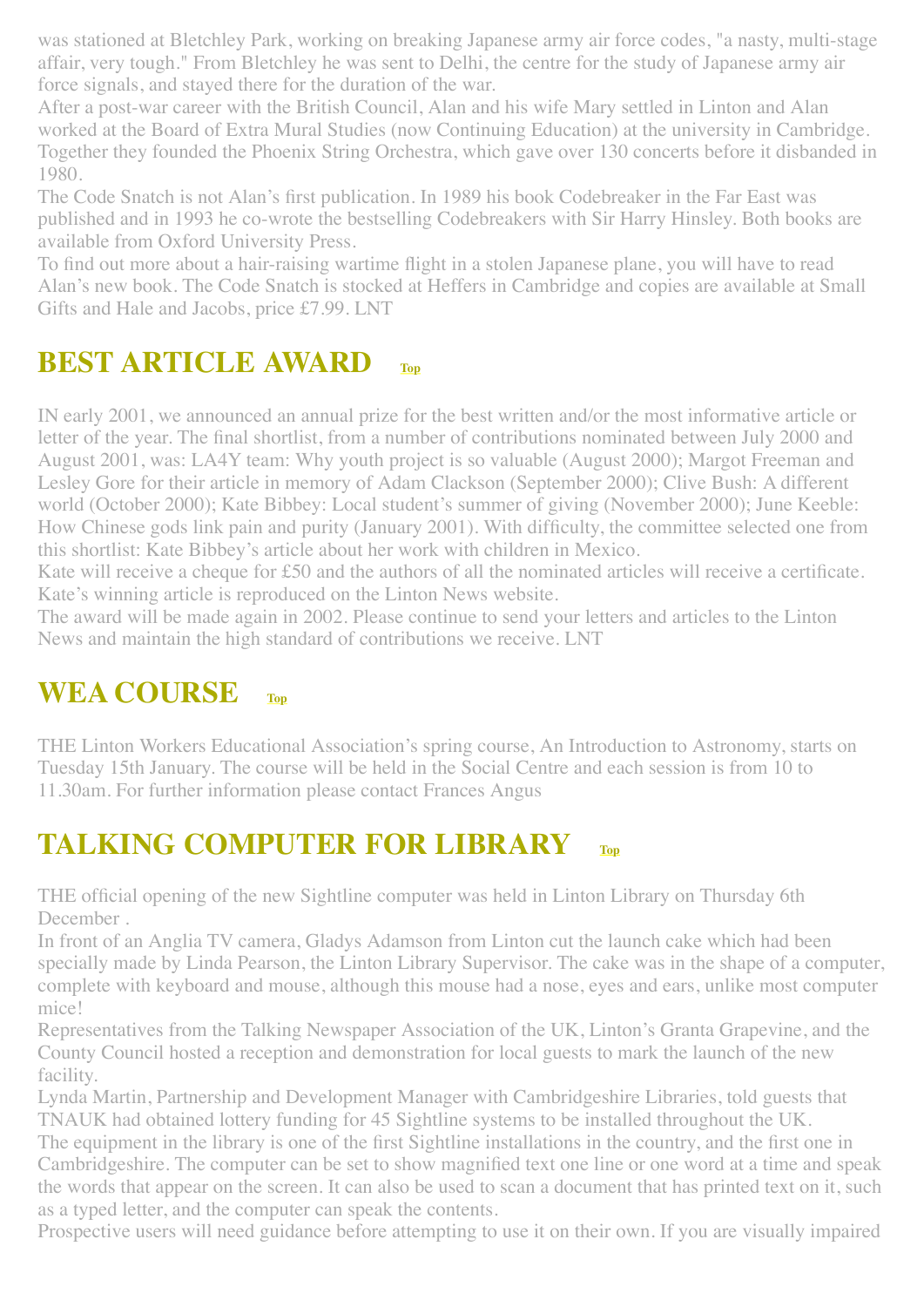was stationed at Bletchley Park, working on breaking Japanese army air force codes, "a nasty, multi-stage affair, very tough." From Bletchley he was sent to Delhi, the centre for the study of Japanese army air force signals, and stayed there for the duration of the war.

After a post-war career with the British Council, Alan and his wife Mary settled in Linton and Alan worked at the Board of Extra Mural Studies (now Continuing Education) at the university in Cambridge. Together they founded the Phoenix String Orchestra, which gave over 130 concerts before it disbanded in 1980.

The Code Snatch is not Alan's first publication. In 1989 his book Codebreaker in the Far East was published and in 1993 he co-wrote the bestselling Codebreakers with Sir Harry Hinsley. Both books are available from Oxford University Press.

To find out more about a hair-raising wartime flight in a stolen Japanese plane, you will have to read Alan's new book. The Code Snatch is stocked at Heffers in Cambridge and copies are available at Small Gifts and Hale and Jacobs, price £7.99. LNT

## BEST ARTICLE AWARD Top

IN early 2001, we announced an annual prize for the best written and/or the most informative article or letter of the year. The final shortlist, from a number of contributions nominated between July 2000 and August 2001, was: LA4Y team: Why youth project is so valuable (August 2000); Margot Freeman and Lesley Gore for their article in memory of Adam Clackson (September 2000); Clive Bush: A different world (October 2000); Kate Bibbey: Local student's summer of giving (November 2000); June Keeble: How Chinese gods link pain and purity (January 2001). With difficulty, the committee selected one from this shortlist: Kate Bibbey's article about her work with children in Mexico.

Kate will receive a cheque for £50 and the authors of all the nominated articles will receive a certificate. Kate's winning article is reproduced on the Linton News website.

The award will be made again in 2002. Please continue to send your letters and articles to the Linton News and maintain the high standard of contributions we receive. LNT

## WEA COURSE Top

THE Linton Workers Educational Association's spring course, An Introduction to Astronomy, starts on Tuesday 15th January. The course will be held in the Social Centre and each session is from 10 to 11.30am. For further information please contact Frances Angus

## TALKING COMPUTER FOR LIBRARY Top

THE official opening of the new Sightline computer was held in Linton Library on Thursday 6th December .

In front of an Anglia TV camera, Gladys Adamson from Linton cut the launch cake which had been specially made by Linda Pearson, the Linton Library Supervisor. The cake was in the shape of a computer, complete with keyboard and mouse, although this mouse had a nose, eyes and ears, unlike most computer mice!

Representatives from the Talking Newspaper Association of the UK, Linton's Granta Grapevine, and the County Council hosted a reception and demonstration for local guests to mark the launch of the new facility.

Lynda Martin, Partnership and Development Manager with Cambridgeshire Libraries, told guests that TNAUK had obtained lottery funding for 45 Sightline systems to be installed throughout the UK.

The equipment in the library is one of the first Sightline installations in the country, and the first one in Cambridgeshire. The computer can be set to show magnified text one line or one word at a time and speak the words that appear on the screen. It can also be used to scan a document that has printed text on it, such as a typed letter, and the computer can speak the contents.

Prospective users will need guidance before attempting to use it on their own. If you are visually impaired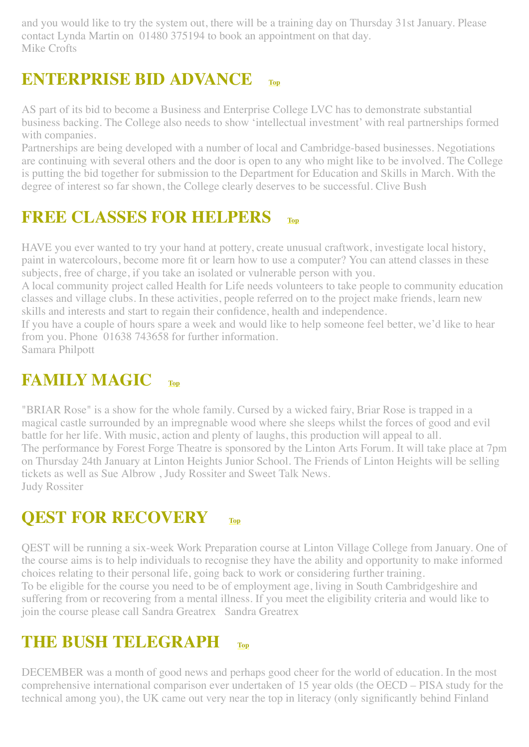and you would like to try the system out, there will be a training day on Thursday 31st January. Please contact Lynda Martin on 01480 375194 to book an appointment on that day.
Mike Crofts

## ENTERPRISE BID ADVANCE Top

AS part of its bid to become a Business and Enterprise College LVC has to demonstrate substantial business backing. The College also needs to show 'intellectual investment' with real partnerships formed with companies.
Partnerships are being developed with a number of local and Cambridge-based businesses. Negotiations are continuing with several others and the door is open to any who might like to be involved. The College is putting the bid together for submission to the Department for Education and Skills in March. With the degree of interest so far shown, the College clearly deserves to be successful. Clive Bush

## FREE CLASSES FOR HELPERS Top

HAVE you ever wanted to try your hand at pottery, create unusual craftwork, investigate local history, paint in watercolours, become more fit or learn how to use a computer? You can attend classes in these subjects, free of charge, if you take an isolated or vulnerable person with you.
A local community project called Health for Life needs volunteers to take people to community education classes and village clubs. In these activities, people referred on to the project make friends, learn new skills and interests and start to regain their confidence, health and independence.
If you have a couple of hours spare a week and would like to help someone feel better, we'd like to hear from you. Phone 01638 743658 for further information.
Samara Philpott

## FAMILY MAGIC Top

"BRIAR Rose" is a show for the whole family. Cursed by a wicked fairy, Briar Rose is trapped in a magical castle surrounded by an impregnable wood where she sleeps whilst the forces of good and evil battle for her life. With music, action and plenty of laughs, this production will appeal to all.
The performance by Forest Forge Theatre is sponsored by the Linton Arts Forum. It will take place at 7pm on Thursday 24th January at Linton Heights Junior School. The Friends of Linton Heights will be selling tickets as well as Sue Albrow , Judy Rossiter and Sweet Talk News.
Judy Rossiter

## QEST FOR RECOVERY Top

QEST will be running a six-week Work Preparation course at Linton Village College from January. One of the course aims is to help individuals to recognise they have the ability and opportunity to make informed choices relating to their personal life, going back to work or considering further training.
To be eligible for the course you need to be of employment age, living in South Cambridgeshire and suffering from or recovering from a mental illness. If you meet the eligibility criteria and would like to join the course please call Sandra Greatrex Sandra Greatrex

## THE BUSH TELEGRAPH Top

DECEMBER was a month of good news and perhaps good cheer for the world of education. In the most comprehensive international comparison ever undertaken of 15 year olds (the OECD – PISA study for the technical among you), the UK came out very near the top in literacy (only significantly behind Finland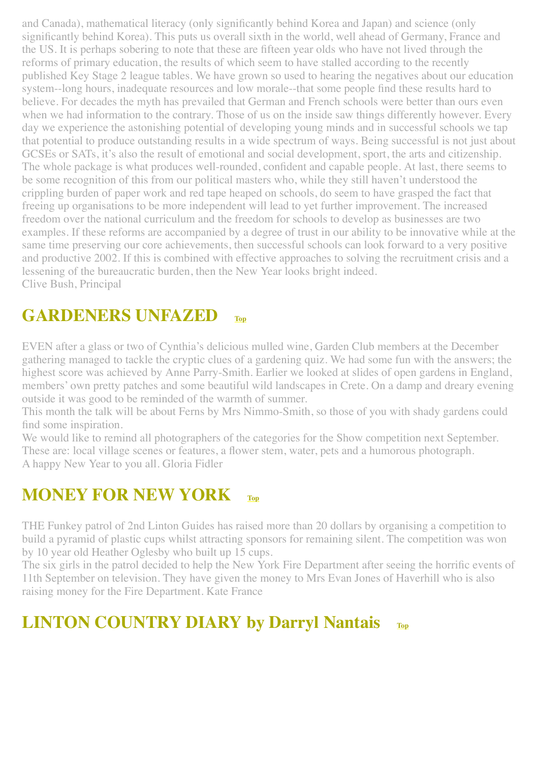and Canada), mathematical literacy (only significantly behind Korea and Japan) and science (only significantly behind Korea). This puts us overall sixth in the world, well ahead of Germany, France and the US. It is perhaps sobering to note that these are fifteen year olds who have not lived through the reforms of primary education, the results of which seem to have stalled according to the recently published Key Stage 2 league tables. We have grown so used to hearing the negatives about our education system--long hours, inadequate resources and low morale--that some people find these results hard to believe. For decades the myth has prevailed that German and French schools were better than ours even when we had information to the contrary. Those of us on the inside saw things differently however. Every day we experience the astonishing potential of developing young minds and in successful schools we tap that potential to produce outstanding results in a wide spectrum of ways. Being successful is not just about GCSEs or SATs, it's also the result of emotional and social development, sport, the arts and citizenship. The whole package is what produces well-rounded, confident and capable people. At last, there seems to be some recognition of this from our political masters who, while they still haven't understood the crippling burden of paper work and red tape heaped on schools, do seem to have grasped the fact that freeing up organisations to be more independent will lead to yet further improvement. The increased freedom over the national curriculum and the freedom for schools to develop as businesses are two examples. If these reforms are accompanied by a degree of trust in our ability to be innovative while at the same time preserving our core achievements, then successful schools can look forward to a very positive and productive 2002. If this is combined with effective approaches to solving the recruitment crisis and a lessening of the bureaucratic burden, then the New Year looks bright indeed.
Clive Bush, Principal

## GARDENERS UNFAZED Top

EVEN after a glass or two of Cynthia's delicious mulled wine, Garden Club members at the December gathering managed to tackle the cryptic clues of a gardening quiz. We had some fun with the answers; the highest score was achieved by Anne Parry-Smith. Earlier we looked at slides of open gardens in England, members' own pretty patches and some beautiful wild landscapes in Crete. On a damp and dreary evening outside it was good to be reminded of the warmth of summer.

This month the talk will be about Ferns by Mrs Nimmo-Smith, so those of you with shady gardens could find some inspiration.

We would like to remind all photographers of the categories for the Show competition next September. These are: local village scenes or features, a flower stem, water, pets and a humorous photograph.

A happy New Year to you all. Gloria Fidler

## MONEY FOR NEW YORK Top

THE Funkey patrol of 2nd Linton Guides has raised more than 20 dollars by organising a competition to build a pyramid of plastic cups whilst attracting sponsors for remaining silent. The competition was won by 10 year old Heather Oglesby who built up 15 cups.

The six girls in the patrol decided to help the New York Fire Department after seeing the horrific events of 11th September on television. They have given the money to Mrs Evan Jones of Haverhill who is also raising money for the Fire Department. Kate France

## LINTON COUNTRY DIARY by Darryl Nantais Top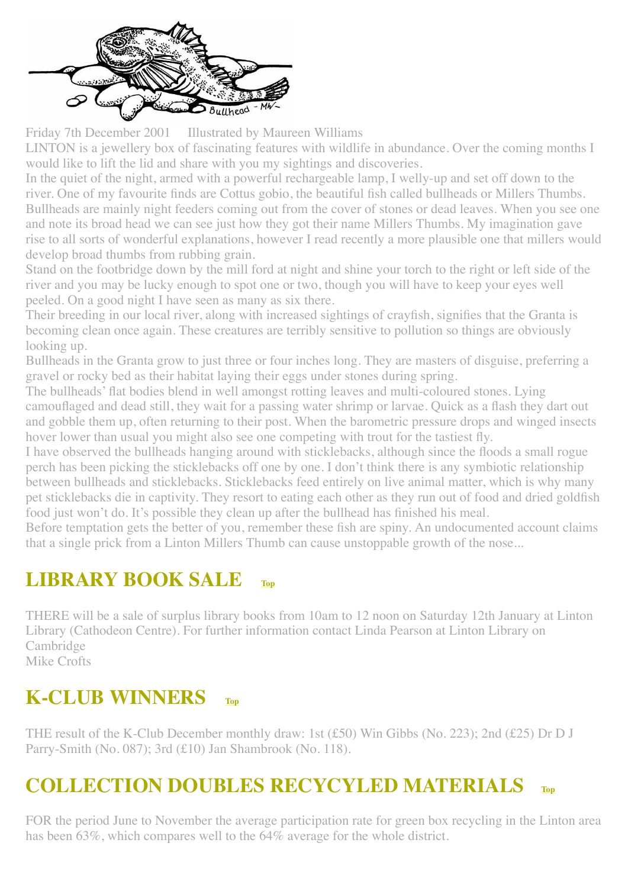Friday 7th December 2001 Illustrated by Maureen Williams

LINTON is a jewellery box of fascinating features with wildlife in abundance. Over the coming months I would like to lift the lid and share with you my sightings and discoveries.

In the quiet of the night, armed with a powerful rechargeable lamp, I welly-up and set off down to the river. One of my favourite finds are Cottus gobio, the beautiful fish called bullheads or Millers Thumbs. Bullheads are mainly night feeders coming out from the cover of stones or dead leaves. When you see one and note its broad head we can see just how they got their name Millers Thumbs. My imagination gave rise to all sorts of wonderful explanations, however I read recently a more plausible one that millers would develop broad thumbs from rubbing grain.

Stand on the footbridge down by the mill ford at night and shine your torch to the right or left side of the river and you may be lucky enough to spot one or two, though you will have to keep your eyes well peeled. On a good night I have seen as many as six there.

Their breeding in our local river, along with increased sightings of crayfish, signifies that the Granta is becoming clean once again. These creatures are terribly sensitive to pollution so things are obviously looking up.

Bullheads in the Granta grow to just three or four inches long. They are masters of disguise, preferring a gravel or rocky bed as their habitat laying their eggs under stones during spring.

The bullheads' flat bodies blend in well amongst rotting leaves and multi-coloured stones. Lying camouflaged and dead still, they wait for a passing water shrimp or larvae. Quick as a flash they dart out and gobble them up, often returning to their post. When the barometric pressure drops and winged insects hover lower than usual you might also see one competing with trout for the tastiest fly.

I have observed the bullheads hanging around with sticklebacks, although since the floods a small rogue perch has been picking the sticklebacks off one by one. I don't think there is any symbiotic relationship between bullheads and sticklebacks. Sticklebacks feed entirely on live animal matter, which is why many pet sticklebacks die in captivity. They resort to eating each other as they run out of food and dried goldfish food just won't do. It's possible they clean up after the bullhead has finished his meal.

Before temptation gets the better of you, remember these fish are spiny. An undocumented account claims that a single prick from a Linton Millers Thumb can cause unstoppable growth of the nose...

## LIBRARY BOOK SALE Top

THERE will be a sale of surplus library books from 10am to 12 noon on Saturday 12th January at Linton Library (Cathodeon Centre). For further information contact Linda Pearson at Linton Library on Cambridge

Mike Crofts

## K-CLUB WINNERS Top

THE result of the K-Club December monthly draw: 1st (£50) Win Gibbs (No. 223); 2nd (£25) Dr D J Parry-Smith (No. 087); 3rd (£10) Jan Shambrook (No. 118).

## COLLECTION DOUBLES RECYCYLED MATERIALS Top

FOR the period June to November the average participation rate for green box recycling in the Linton area has been 63%, which compares well to the 64% average for the whole district.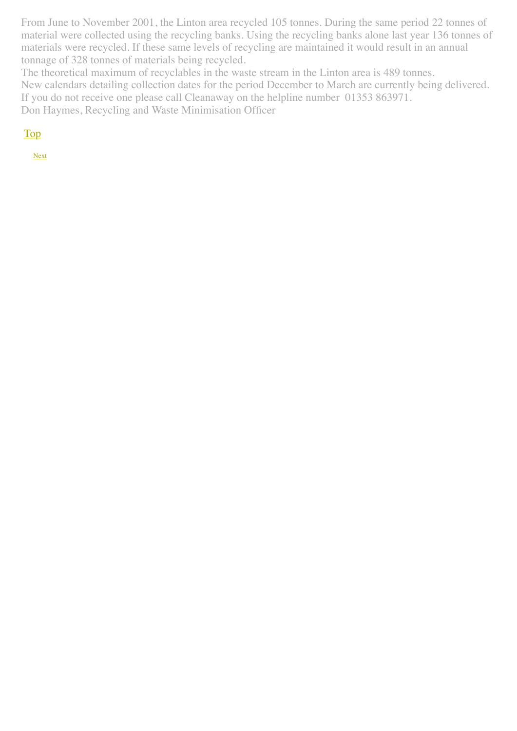From June to November 2001, the Linton area recycled 105 tonnes. During the same period 22 tonnes of material were collected using the recycling banks. Using the recycling banks alone last year 136 tonnes of materials were recycled. If these same levels of recycling are maintained it would result in an annual tonnage of 328 tonnes of materials being recycled.

The theoretical maximum of recyclables in the waste stream in the Linton area is 489 tonnes.

New calendars detailing collection dates for the period December to March are currently being delivered. If you do not receive one please call Cleanaway on the helpline number 01353 863971.

Don Haymes, Recycling and Waste Minimisation Officer

Top

Next